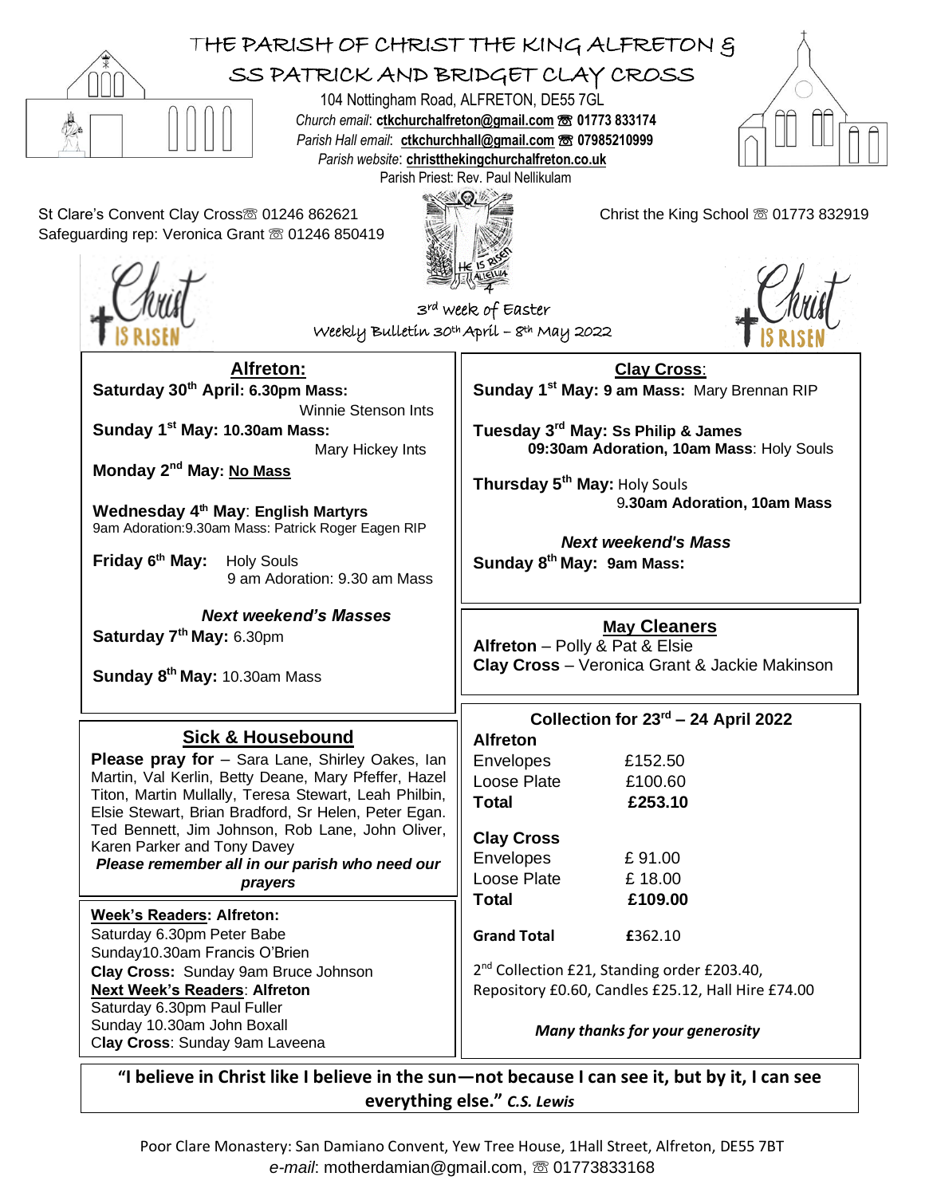# THE PARISH OF CHRIST THE KING ALFRETON & SS PATRICK AND BRIDGET CLAY CROSS

104 Nottingham Road, ALFRETON, DE55 7GL
*Church email*: **ctkchurchalfreton@gmail.com** ☏ **01773 833174**
*Parish Hall email*: **ctkchurchhall@gmail.com** ☏ **07985210999**
*Parish website*: **christthekingchurchalfreton.co.uk**
Parish Priest: Rev. Paul Nellikulam

St Clare's Convent Clay Cross ☏ 01246 862621
Safeguarding rep: Veronica Grant ☏ 01246 850419

Christ the King School ☏ 01773 832919

Christ IS RISEN

3rd week of Easter
Weekly Bulletin 30th April – 8th May 2022

## Alfreton:

**Saturday 30th April: 6.30pm Mass:** Winnie Stenson Ints

**Sunday 1st May: 10.30am Mass:** Mary Hickey Ints

**Monday 2nd May: No Mass**

**Wednesday 4th May**: **English Martyrs**
9am Adoration:9.30am Mass: Patrick Roger Eagen RIP

**Friday 6th May:** Holy Souls
9 am Adoration: 9.30 am Mass

***Next weekend's Masses***

**Saturday 7th May:** 6.30pm

**Sunday 8th May:** 10.30am Mass

## Clay Cross:

**Sunday 1st May: 9 am Mass:** Mary Brennan RIP

**Tuesday 3rd May: Ss Philip & James**
**09:30am Adoration, 10am Mass**: Holy Souls

**Thursday 5th May:** Holy Souls
**9.30am Adoration, 10am Mass**

***Next weekend's Mass***

**Sunday 8th May: 9am Mass:**

## Sick & Housebound

**Please pray for** – Sara Lane, Shirley Oakes, Ian Martin, Val Kerlin, Betty Deane, Mary Pfeffer, Hazel Titon, Martin Mullally, Teresa Stewart, Leah Philbin, Elsie Stewart, Brian Bradford, Sr Helen, Peter Egan. Ted Bennett, Jim Johnson, Rob Lane, John Oliver, Karen Parker and Tony Davey

***Please remember all in our parish who need our prayers***

## May Cleaners

**Alfreton** – Polly & Pat & Elsie
**Clay Cross** – Veronica Grant & Jackie Makinson

**Week's Readers: Alfreton:**
Saturday 6.30pm Peter Babe
Sunday10.30am Francis O'Brien
**Clay Cross:** Sunday 9am Bruce Johnson

**Next Week's Readers**: **Alfreton**
Saturday 6.30pm Paul Fuller
Sunday 10.30am John Boxall
**Clay Cross**: Sunday 9am Laveena

## Collection for 23rd – 24 April 2022

| **Alfreton** | |
|---|---|
| Envelopes | £152.50 |
| Loose Plate | £100.60 |
| **Total** | **£253.10** |
| **Clay Cross** | |
| Envelopes | £ 91.00 |
| Loose Plate | £ 18.00 |
| **Total** | **£109.00** |
| **Grand Total** | **£**362.10 |

2nd Collection £21, Standing order £203.40, Repository £0.60, Candles £25.12, Hall Hire £74.00

***Many thanks for your generosity***

**"I believe in Christ like I believe in the sun—not because I can see it, but by it, I can see everything else."** ***C.S. Lewis***

Poor Clare Monastery: San Damiano Convent, Yew Tree House, 1Hall Street, Alfreton, DE55 7BT
*e-mail*: motherdamian@gmail.com, ☏ 01773833168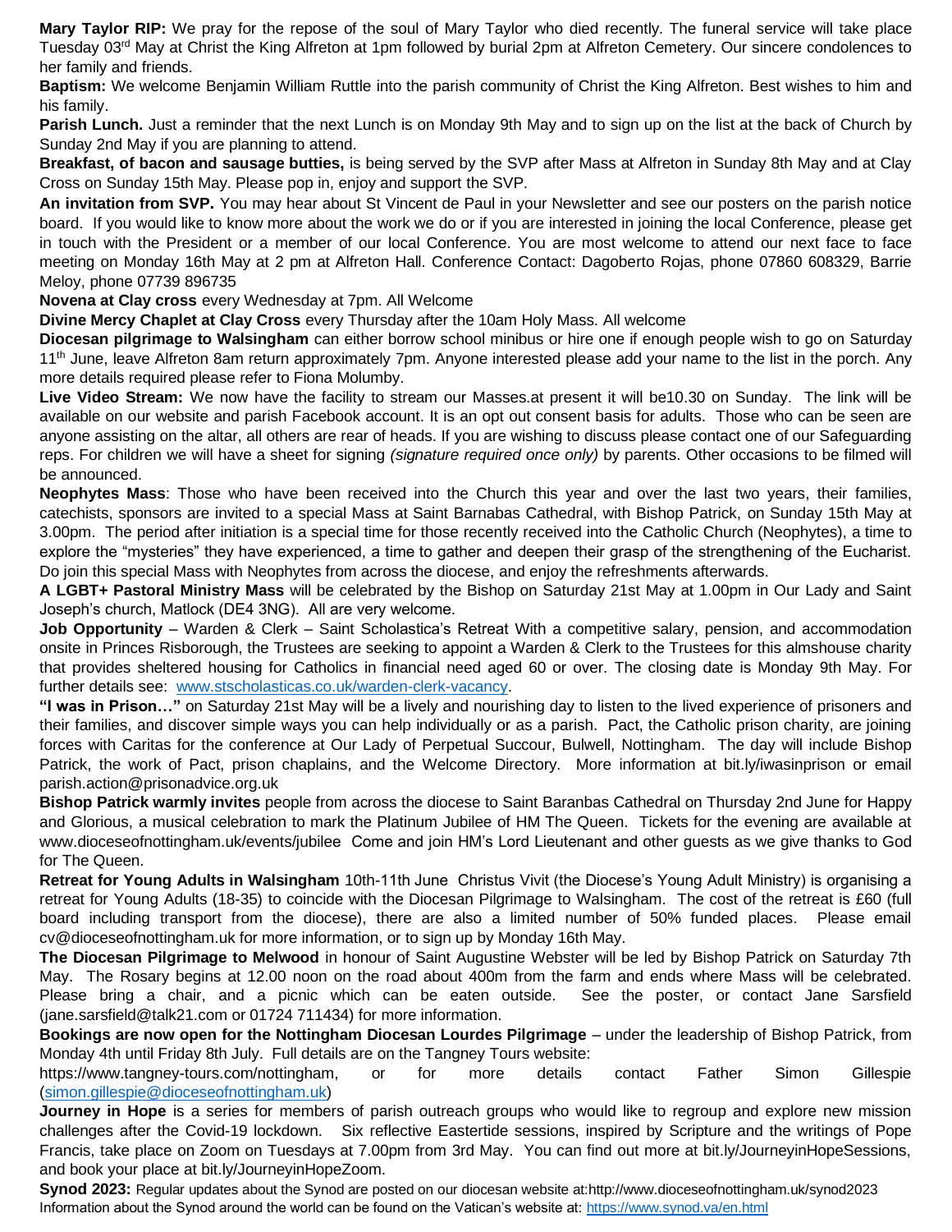**Mary Taylor RIP:** We pray for the repose of the soul of Mary Taylor who died recently. The funeral service will take place Tuesday 03rd May at Christ the King Alfreton at 1pm followed by burial 2pm at Alfreton Cemetery. Our sincere condolences to her family and friends.

**Baptism:** We welcome Benjamin William Ruttle into the parish community of Christ the King Alfreton. Best wishes to him and his family.

**Parish Lunch.** Just a reminder that the next Lunch is on Monday 9th May and to sign up on the list at the back of Church by Sunday 2nd May if you are planning to attend.

**Breakfast, of bacon and sausage butties,** is being served by the SVP after Mass at Alfreton in Sunday 8th May and at Clay Cross on Sunday 15th May. Please pop in, enjoy and support the SVP.

**An invitation from SVP.** You may hear about St Vincent de Paul in your Newsletter and see our posters on the parish notice board. If you would like to know more about the work we do or if you are interested in joining the local Conference, please get in touch with the President or a member of our local Conference. You are most welcome to attend our next face to face meeting on Monday 16th May at 2 pm at Alfreton Hall. Conference Contact: Dagoberto Rojas, phone 07860 608329, Barrie Meloy, phone 07739 896735

**Novena at Clay cross** every Wednesday at 7pm. All Welcome

**Divine Mercy Chaplet at Clay Cross** every Thursday after the 10am Holy Mass. All welcome

**Diocesan pilgrimage to Walsingham** can either borrow school minibus or hire one if enough people wish to go on Saturday 11th June, leave Alfreton 8am return approximately 7pm. Anyone interested please add your name to the list in the porch. Any more details required please refer to Fiona Molumby.

**Live Video Stream:** We now have the facility to stream our Masses.at present it will be10.30 on Sunday. The link will be available on our website and parish Facebook account. It is an opt out consent basis for adults. Those who can be seen are anyone assisting on the altar, all others are rear of heads. If you are wishing to discuss please contact one of our Safeguarding reps. For children we will have a sheet for signing *(signature required once only)* by parents. Other occasions to be filmed will be announced.

**Neophytes Mass**: Those who have been received into the Church this year and over the last two years, their families, catechists, sponsors are invited to a special Mass at Saint Barnabas Cathedral, with Bishop Patrick, on Sunday 15th May at 3.00pm. The period after initiation is a special time for those recently received into the Catholic Church (Neophytes), a time to explore the "mysteries" they have experienced, a time to gather and deepen their grasp of the strengthening of the Eucharist. Do join this special Mass with Neophytes from across the diocese, and enjoy the refreshments afterwards.

**A LGBT+ Pastoral Ministry Mass** will be celebrated by the Bishop on Saturday 21st May at 1.00pm in Our Lady and Saint Joseph's church, Matlock (DE4 3NG). All are very welcome.

**Job Opportunity** – Warden & Clerk – Saint Scholastica's Retreat With a competitive salary, pension, and accommodation onsite in Princes Risborough, the Trustees are seeking to appoint a Warden & Clerk to the Trustees for this almshouse charity that provides sheltered housing for Catholics in financial need aged 60 or over. The closing date is Monday 9th May. For further details see: www.stscholasticas.co.uk/warden-clerk-vacancy.

**"I was in Prison…"** on Saturday 21st May will be a lively and nourishing day to listen to the lived experience of prisoners and their families, and discover simple ways you can help individually or as a parish. Pact, the Catholic prison charity, are joining forces with Caritas for the conference at Our Lady of Perpetual Succour, Bulwell, Nottingham. The day will include Bishop Patrick, the work of Pact, prison chaplains, and the Welcome Directory. More information at bit.ly/iwasinprison or email parish.action@prisonadvice.org.uk

**Bishop Patrick warmly invites** people from across the diocese to Saint Baranbas Cathedral on Thursday 2nd June for Happy and Glorious, a musical celebration to mark the Platinum Jubilee of HM The Queen. Tickets for the evening are available at www.dioceseofnottingham.uk/events/jubilee Come and join HM's Lord Lieutenant and other guests as we give thanks to God for The Queen.

**Retreat for Young Adults in Walsingham** 10th-11th June Christus Vivit (the Diocese's Young Adult Ministry) is organising a retreat for Young Adults (18-35) to coincide with the Diocesan Pilgrimage to Walsingham. The cost of the retreat is £60 (full board including transport from the diocese), there are also a limited number of 50% funded places. Please email cv@dioceseofnottingham.uk for more information, or to sign up by Monday 16th May.

**The Diocesan Pilgrimage to Melwood** in honour of Saint Augustine Webster will be led by Bishop Patrick on Saturday 7th May. The Rosary begins at 12.00 noon on the road about 400m from the farm and ends where Mass will be celebrated. Please bring a chair, and a picnic which can be eaten outside. See the poster, or contact Jane Sarsfield (jane.sarsfield@talk21.com or 01724 711434) for more information.

**Bookings are now open for the Nottingham Diocesan Lourdes Pilgrimage** – under the leadership of Bishop Patrick, from Monday 4th until Friday 8th July. Full details are on the Tangney Tours website: https://www.tangney-tours.com/nottingham, or for more details contact Father Simon Gillespie (simon.gillespie@dioceseofnottingham.uk)

**Journey in Hope** is a series for members of parish outreach groups who would like to regroup and explore new mission challenges after the Covid-19 lockdown. Six reflective Eastertide sessions, inspired by Scripture and the writings of Pope Francis, take place on Zoom on Tuesdays at 7.00pm from 3rd May. You can find out more at bit.ly/JourneyinHopeSessions, and book your place at bit.ly/JourneyinHopeZoom.

**Synod 2023:** Regular updates about the Synod are posted on our diocesan website at:http://www.dioceseofnottingham.uk/synod2023
Information about the Synod around the world can be found on the Vatican's website at: https://www.synod.va/en.html